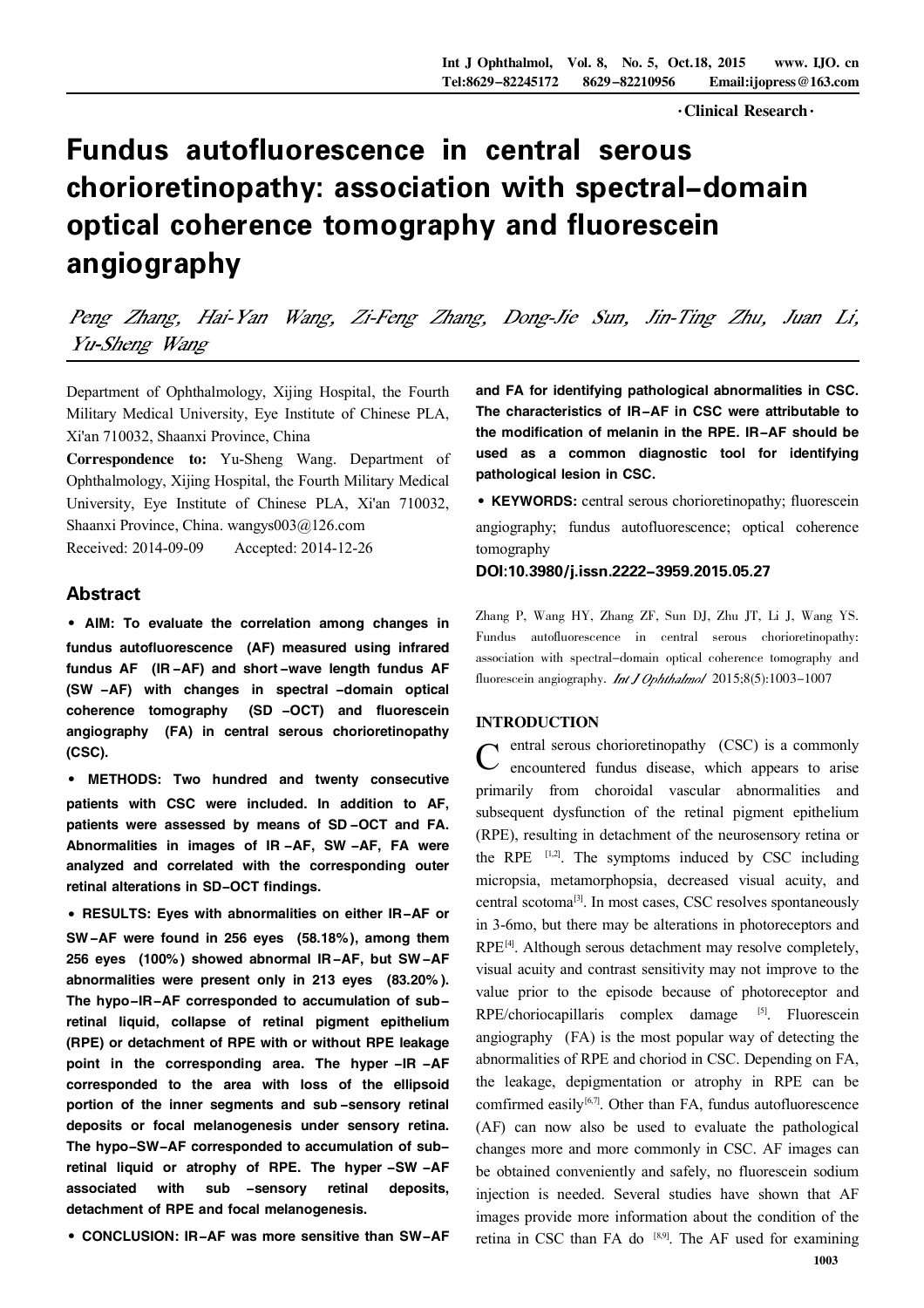·Clinical Research·

# Fundus autofluorescence in central serous chorioretinopathy: association with spectral-domain optical coherence tomography and fluorescein angiography

*Peng Zhang, Hai-Yan Wang, Zi-Feng Zhang, Dong-Jie Sun, Jin-Ting Zhu, Juan Li, Yu-Sheng Wang*

Department of Ophthalmology, Xijing Hospital, the Fourth Military Medical University, Eye Institute of Chinese PLA, Xi'an 710032, Shaanxi Province, China

**Correspondence to:** Yu-Sheng Wang. Department of Ophthalmology, Xijing Hospital, the Fourth Military Medical University, Eye Institute of Chinese PLA, Xi'an 710032, Shaanxi Province, China. wangys003@126.com

Received: 2014-09-09 Accepted: 2014-12-26

## Abstract

**• AIM: To evaluate the correlation among changes in fundus autofluorescence (AF) measured using infrared fundus AF (IR-AF) and short-wave length fundus AF (SW-AF) with changes in spectral-domain optical coherence tomography (SD-OCT) and fluorescein angiography (FA) in central serous chorioretinopathy (CSC).**

**• METHODS: Two hundred and twenty consecutive patients with CSC were included. In addition to AF, patients were assessed by means of SD-OCT and FA. Abnormalities in images of IR-AF, SW-AF, FA were analyzed and correlated with the corresponding outer retinal alterations in SD-OCT findings.**

**• RESULTS: Eyes with abnormalities on either IR-AF or SW-AF were found in 256 eyes (58.18%), among them 256 eyes (100%) showed abnormal IR-AF, but SW-AF abnormalities were present only in 213 eyes (83.20%). The hypo-IR-AF corresponded to accumulation of sub-retinal liquid, collapse of retinal pigment epithelium (RPE) or detachment of RPE with or without RPE leakage point in the corresponding area. The hyper-IR-AF corresponded to the area with loss of the ellipsoid portion of the inner segments and sub-sensory retinal deposits or focal melanogenesis under sensory retina. The hypo-SW-AF corresponded to accumulation of sub-retinal liquid or atrophy of RPE. The hyper-SW-AF associated with sub-sensory retinal deposits, detachment of RPE and focal melanogenesis.**

**• CONCLUSION: IR-AF was more sensitive than SW-AF and FA for identifying pathological abnormalities in CSC. The characteristics of IR-AF in CSC were attributable to the modification of melanin in the RPE. IR-AF should be used as a common diagnostic tool for identifying pathological lesion in CSC.**

**• KEYWORDS:** central serous chorioretinopathy; fluorescein angiography; fundus autofluorescence; optical coherence tomography

**DOI:10.3980/j.issn.2222-3959.2015.05.27**

Zhang P, Wang HY, Zhang ZF, Sun DJ, Zhu JT, Li J, Wang YS. Fundus autofluorescence in central serous chorioretinopathy: association with spectral-domain optical coherence tomography and fluorescein angiography. *Int J Ophthalmol* 2015;8(5):1003-1007

## INTRODUCTION

Central serous chorioretinopathy (CSC) is a commonly encountered fundus disease, which appears to arise primarily from choroidal vascular abnormalities and subsequent dysfunction of the retinal pigment epithelium (RPE), resulting in detachment of the neurosensory retina or the RPE [1,2]. The symptoms induced by CSC including micropsia, metamorphopsia, decreased visual acuity, and central scotoma[3]. In most cases, CSC resolves spontaneously in 3-6mo, but there may be alterations in photoreceptors and RPE[4]. Although serous detachment may resolve completely, visual acuity and contrast sensitivity may not improve to the value prior to the episode because of photoreceptor and RPE/choriocapillaris complex damage [5]. Fluorescein angiography (FA) is the most popular way of detecting the abnormalities of RPE and choriod in CSC. Depending on FA, the leakage, depigmentation or atrophy in RPE can be comfirmed easily[6,7]. Other than FA, fundus autofluorescence (AF) can now also be used to evaluate the pathological changes more and more commonly in CSC. AF images can be obtained conveniently and safely, no fluorescein sodium injection is needed. Several studies have shown that AF images provide more information about the condition of the retina in CSC than FA do [8,9]. The AF used for examining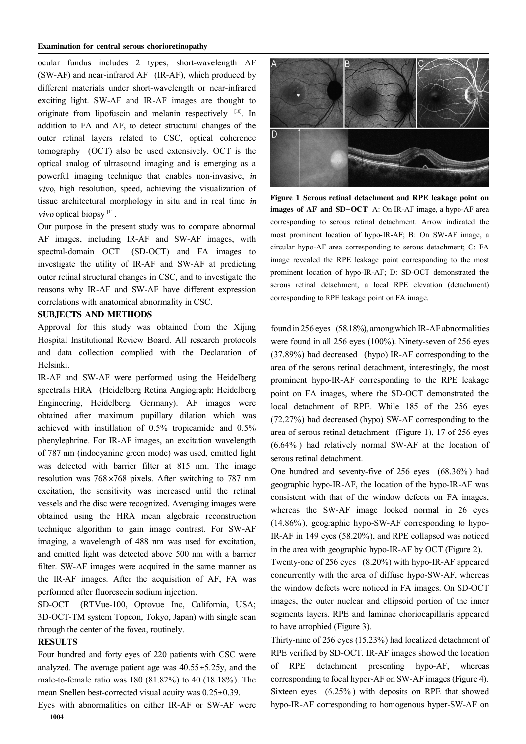ocular fundus includes 2 types, short-wavelength AF (SW-AF) and near-infrared AF (IR-AF), which produced by different materials under short-wavelength or near-infrared exciting light. SW-AF and IR-AF images are thought to originate from lipofuscin and melanin respectively [10]. In addition to FA and AF, to detect structural changes of the outer retinal layers related to CSC, optical coherence tomography (OCT) also be used extensively. OCT is the optical analog of ultrasound imaging and is emerging as a powerful imaging technique that enables non-invasive, *in vivo*, high resolution, speed, achieving the visualization of tissue architectural morphology in situ and in real time *in vivo* optical biopsy [11].

Our purpose in the present study was to compare abnormal AF images, including IR-AF and SW-AF images, with spectral-domain OCT (SD-OCT) and FA images to investigate the utility of IR-AF and SW-AF at predicting outer retinal structural changes in CSC, and to investigate the reasons why IR-AF and SW-AF have different expression correlations with anatomical abnormality in CSC.

## SUBJECTS AND METHODS

Approval for this study was obtained from the Xijing Hospital Institutional Review Board. All research protocols and data collection complied with the Declaration of Helsinki.

IR-AF and SW-AF were performed using the Heidelberg spectralis HRA (Heidelberg Retina Angiograph; Heidelberg Engineering, Heidelberg, Germany). AF images were obtained after maximum pupillary dilation which was achieved with instillation of 0.5% tropicamide and 0.5% phenylephrine. For IR-AF images, an excitation wavelength of 787 nm (indocyanine green mode) was used, emitted light was detected with barrier filter at 815 nm. The image resolution was 768×768 pixels. After switching to 787 nm excitation, the sensitivity was increased until the retinal vessels and the disc were recognized. Averaging images were obtained using the HRA mean algebraic reconstruction technique algorithm to gain image contrast. For SW-AF imaging, a wavelength of 488 nm was used for excitation, and emitted light was detected above 500 nm with a barrier filter. SW-AF images were acquired in the same manner as the IR-AF images. After the acquisition of AF, FA was performed after fluorescein sodium injection.

SD-OCT (RTVue-100, Optovue Inc, California, USA; 3D-OCT-TM system Topcon, Tokyo, Japan) with single scan through the center of the fovea, routinely.

## RESULTS

Four hundred and forty eyes of 220 patients with CSC were analyzed. The average patient age was 40.55±5.25y, and the male-to-female ratio was 180 (81.82%) to 40 (18.18%). The mean Snellen best-corrected visual acuity was 0.25±0.39.

Eyes with abnormalities on either IR-AF or SW-AF were found in 256 eyes (58.18%), among which IR-AF abnormalities were found in all 256 eyes (100%). Ninety-seven of 256 eyes (37.89%) had decreased (hypo) IR-AF corresponding to the area of the serous retinal detachment, interestingly, the most prominent hypo-IR-AF corresponding to the RPE leakage point on FA images, where the SD-OCT demonstrated the local detachment of RPE. While 185 of the 256 eyes (72.27%) had decreased (hypo) SW-AF corresponding to the area of serous retinal detachment (Figure 1), 17 of 256 eyes (6.64%) had relatively normal SW-AF at the location of serous retinal detachment.

**Figure 1 Serous retinal detachment and RPE leakage point on images of AF and SD-OCT** A: On IR-AF image, a hypo-AF area corresponding to serous retinal detachment. Arrow indicated the most prominent location of hypo-IR-AF; B: On SW-AF image, a circular hypo-AF area corresponding to serous detachment; C: FA image revealed the RPE leakage point corresponding to the most prominent location of hypo-IR-AF; D: SD-OCT demonstrated the serous retinal detachment, a local RPE elevation (detachment) corresponding to RPE leakage point on FA image.

One hundred and seventy-five of 256 eyes (68.36%) had geographic hypo-IR-AF, the location of the hypo-IR-AF was consistent with that of the window defects on FA images, whereas the SW-AF image looked normal in 26 eyes (14.86%), geographic hypo-SW-AF corresponding to hypo-IR-AF in 149 eyes (58.20%), and RPE collapsed was noticed in the area with geographic hypo-IR-AF by OCT (Figure 2).

Twenty-one of 256 eyes (8.20%) with hypo-IR-AF appeared concurrently with the area of diffuse hypo-SW-AF, whereas the window defects were noticed in FA images. On SD-OCT images, the outer nuclear and ellipsoid portion of the inner segments layers, RPE and laminae choriocapillaris appeared to have atrophied (Figure 3).

Thirty-nine of 256 eyes (15.23%) had localized detachment of RPE verified by SD-OCT. IR-AF images showed the location of RPE detachment presenting hypo-AF, whereas corresponding to focal hyper-AF on SW-AF images (Figure 4).

Sixteen eyes (6.25%) with deposits on RPE that showed hypo-IR-AF corresponding to homogenous hyper-SW-AF on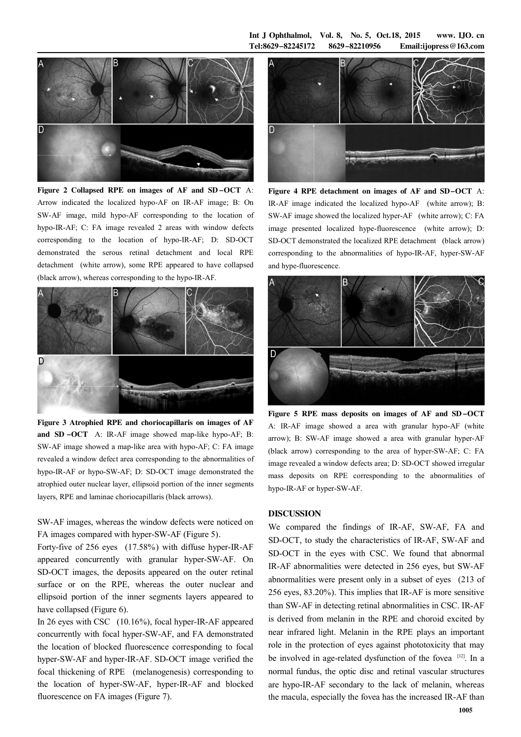**Figure 2 Collapsed RPE on images of AF and SD-OCT** A: Arrow indicated the localized hypo-AF on IR-AF image; B: On SW-AF image, mild hypo-AF corresponding to the location of hypo-IR-AF; C: FA image revealed 2 areas with window defects corresponding to the location of hypo-IR-AF; D: SD-OCT demonstrated the serous retinal detachment and local RPE detachment (white arrow), some RPE appeared to have collapsed (black arrow), whereas corresponding to the hypo-IR-AF.

**Figure 3 Atrophied RPE and choriocapillaris on images of AF and SD-OCT** A: IR-AF image showed map-like hypo-AF; B: SW-AF image showed a map-like area with hypo-AF; C: FA image revealed a window defect area corresponding to the abnormalities of hypo-IR-AF or hypo-SW-AF; D: SD-OCT image demonstrated the atrophied outer nuclear layer, ellipsoid portion of the inner segments layers, RPE and laminae choriocapillaris (black arrows).

SW-AF images, whereas the window defects were noticed on FA images compared with hyper-SW-AF (Figure 5).

Forty-five of 256 eyes (17.58%) with diffuse hyper-IR-AF appeared concurrently with granular hyper-SW-AF. On SD-OCT images, the deposits appeared on the outer retinal surface or on the RPE, whereas the outer nuclear and ellipsoid portion of the inner segments layers appeared to have collapsed (Figure 6).

In 26 eyes with CSC (10.16%), focal hyper-IR-AF appeared concurrently with focal hyper-SW-AF, and FA demonstrated the location of blocked fluorescence corresponding to focal hyper-SW-AF and hyper-IR-AF. SD-OCT image verified the focal thickening of RPE (melanogenesis) corresponding to the location of hyper-SW-AF, hyper-IR-AF and blocked fluorescence on FA images (Figure 7).

**Figure 4 RPE detachment on images of AF and SD-OCT** A: IR-AF image indicated the localized hypo-AF (white arrow); B: SW-AF image showed the localized hyper-AF (white arrow); C: FA image presented localized hype-fluorescence (white arrow); D: SD-OCT demonstrated the localized RPE detachment (black arrow) corresponding to the abnormalities of hypo-IR-AF, hyper-SW-AF and hype-fluorescence.

**Figure 5 RPE mass deposits on images of AF and SD-OCT** A: IR-AF image showed a area with granular hypo-AF (white arrow); B: SW-AF image showed a area with granular hyper-AF (black arrow) corresponding to the area of hyper-SW-AF; C: FA image revealed a window defects area; D: SD-OCT showed irregular mass deposits on RPE corresponding to the abnormalities of hypo-IR-AF or hyper-SW-AF.

## DISCUSSION

We compared the findings of IR-AF, SW-AF, FA and SD-OCT, to study the characteristics of IR-AF, SW-AF and SD-OCT in the eyes with CSC. We found that abnormal IR-AF abnormalities were detected in 256 eyes, but SW-AF abnormalities were present only in a subset of eyes (213 of 256 eyes, 83.20%). This implies that IR-AF is more sensitive than SW-AF in detecting retinal abnormalities in CSC. IR-AF is derived from melanin in the RPE and choroid excited by near infrared light. Melanin in the RPE plays an important role in the protection of eyes against phototoxicity that may be involved in age-related dysfunction of the fovea [12]. In a normal fundus, the optic disc and retinal vascular structures are hypo-IR-AF secondary to the lack of melanin, whereas the macula, especially the fovea has the increased IR-AF than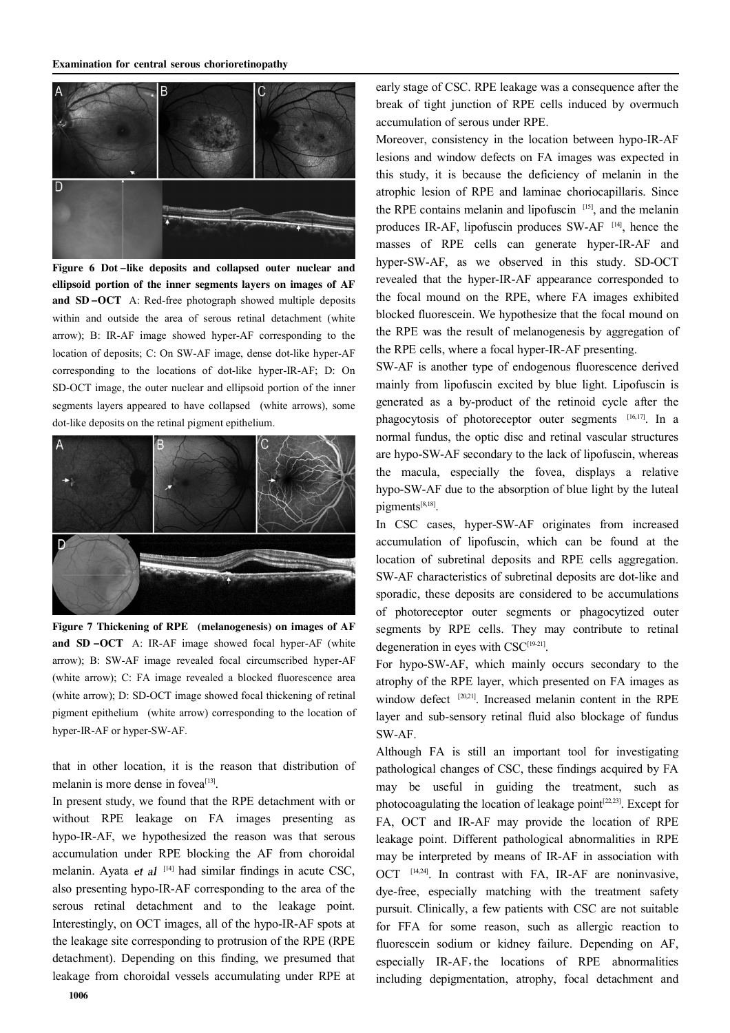**Figure 6 Dot-like deposits and collapsed outer nuclear and ellipsoid portion of the inner segments layers on images of AF and SD-OCT** A: Red-free photograph showed multiple deposits within and outside the area of serous retinal detachment (white arrow); B: IR-AF image showed hyper-AF corresponding to the location of deposits; C: On SW-AF image, dense dot-like hyper-AF corresponding to the locations of dot-like hyper-IR-AF; D: On SD-OCT image, the outer nuclear and ellipsoid portion of the inner segments layers appeared to have collapsed (white arrows), some dot-like deposits on the retinal pigment epithelium.

**Figure 7 Thickening of RPE (melanogenesis) on images of AF and SD-OCT** A: IR-AF image showed focal hyper-AF (white arrow); B: SW-AF image revealed focal circumscribed hyper-AF (white arrow); C: FA image revealed a blocked fluorescence area (white arrow); D: SD-OCT image showed focal thickening of retinal pigment epithelium (white arrow) corresponding to the location of hyper-IR-AF or hyper-SW-AF.

that in other location, it is the reason that distribution of melanin is more dense in fovea[13].

In present study, we found that the RPE detachment with or without RPE leakage on FA images presenting as hypo-IR-AF, we hypothesized the reason was that serous accumulation under RPE blocking the AF from choroidal melanin. Ayata *et al* [14] had similar findings in acute CSC, also presenting hypo-IR-AF corresponding to the area of the serous retinal detachment and to the leakage point. Interestingly, on OCT images, all of the hypo-IR-AF spots at the leakage site corresponding to protrusion of the RPE (RPE detachment). Depending on this finding, we presumed that leakage from choroidal vessels accumulating under RPE at early stage of CSC. RPE leakage was a consequence after the break of tight junction of RPE cells induced by overmuch accumulation of serous under RPE.

Moreover, consistency in the location between hypo-IR-AF lesions and window defects on FA images was expected in this study, it is because the deficiency of melanin in the atrophic lesion of RPE and laminae choriocapillaris. Since the RPE contains melanin and lipofuscin [15], and the melanin produces IR-AF, lipofuscin produces SW-AF [14], hence the masses of RPE cells can generate hyper-IR-AF and hyper-SW-AF, as we observed in this study. SD-OCT revealed that the hyper-IR-AF appearance corresponded to the focal mound on the RPE, where FA images exhibited blocked fluorescein. We hypothesize that the focal mound on the RPE was the result of melanogenesis by aggregation of the RPE cells, where a focal hyper-IR-AF presenting.

SW-AF is another type of endogenous fluorescence derived mainly from lipofuscin excited by blue light. Lipofuscin is generated as a by-product of the retinoid cycle after the phagocytosis of photoreceptor outer segments [16,17]. In a normal fundus, the optic disc and retinal vascular structures are hypo-SW-AF secondary to the lack of lipofuscin, whereas the macula, especially the fovea, displays a relative hypo-SW-AF due to the absorption of blue light by the luteal pigments[8,18].

In CSC cases, hyper-SW-AF originates from increased accumulation of lipofuscin, which can be found at the location of subretinal deposits and RPE cells aggregation. SW-AF characteristics of subretinal deposits are dot-like and sporadic, these deposits are considered to be accumulations of photoreceptor outer segments or phagocytized outer segments by RPE cells. They may contribute to retinal degeneration in eyes with CSC[19-21].

For hypo-SW-AF, which mainly occurs secondary to the atrophy of the RPE layer, which presented on FA images as window defect [20,21]. Increased melanin content in the RPE layer and sub-sensory retinal fluid also blockage of fundus SW-AF.

Although FA is still an important tool for investigating pathological changes of CSC, these findings acquired by FA may be useful in guiding the treatment, such as photocoagulating the location of leakage point[22,23]. Except for FA, OCT and IR-AF may provide the location of RPE leakage point. Different pathological abnormalities in RPE may be interpreted by means of IR-AF in association with OCT [14,24]. In contrast with FA, IR-AF are noninvasive, dye-free, especially matching with the treatment safety pursuit. Clinically, a few patients with CSC are not suitable for FFA for some reason, such as allergic reaction to fluorescein sodium or kidney failure. Depending on AF, especially IR-AF, the locations of RPE abnormalities including depigmentation, atrophy, focal detachment and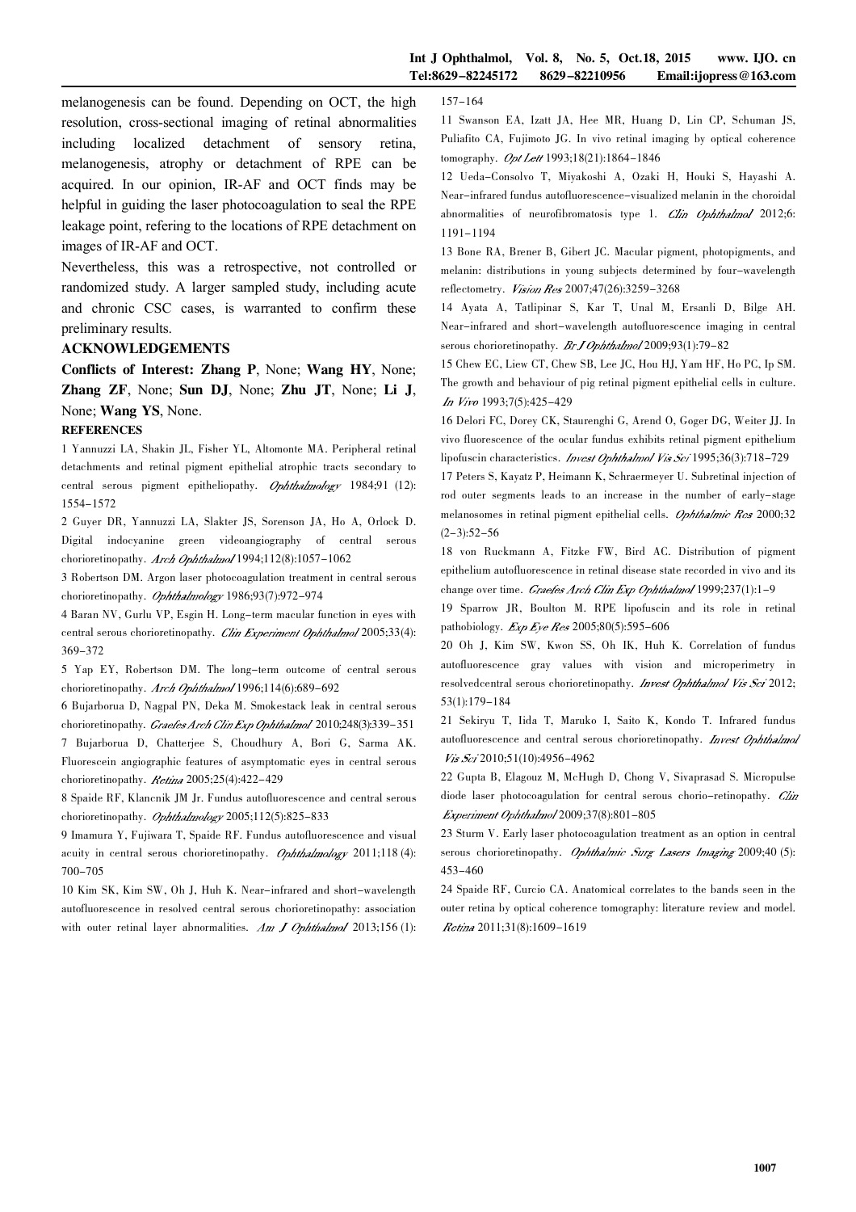melanogenesis can be found. Depending on OCT, the high resolution, cross-sectional imaging of retinal abnormalities including localized detachment of sensory retina, melanogenesis, atrophy or detachment of RPE can be acquired. In our opinion, IR-AF and OCT finds may be helpful in guiding the laser photocoagulation to seal the RPE leakage point, refering to the locations of RPE detachment on images of IR-AF and OCT.

Nevertheless, this was a retrospective, not controlled or randomized study. A larger sampled study, including acute and chronic CSC cases, is warranted to confirm these preliminary results.

## ACKNOWLEDGEMENTS

**Conflicts of Interest: Zhang P**, None; **Wang HY**, None; **Zhang ZF**, None; **Sun DJ**, None; **Zhu JT**, None; **Li J**, None; **Wang YS**, None.

## REFERENCES

1 Yannuzzi LA, Shakin JL, Fisher YL, Altomonte MA. Peripheral retinal detachments and retinal pigment epithelial atrophic tracts secondary to central serous pigment epitheliopathy. *Ophthalmology* 1984;91 (12): 1554-1572

2 Guyer DR, Yannuzzi LA, Slakter JS, Sorenson JA, Ho A, Orlock D. Digital indocyanine green videoangiography of central serous chorioretinopathy. *Arch Ophthalmol* 1994;112(8):1057-1062

3 Robertson DM. Argon laser photocoagulation treatment in central serous chorioretinopathy. *Ophthalmology* 1986;93(7):972-974

4 Baran NV, Gurlu VP, Esgin H. Long-term macular function in eyes with central serous chorioretinopathy. *Clin Experiment Ophthalmol* 2005;33(4): 369-372

5 Yap EY, Robertson DM. The long-term outcome of central serous chorioretinopathy. *Arch Ophthalmol* 1996;114(6):689-692

6 Bujarborua D, Nagpal PN, Deka M. Smokestack leak in central serous chorioretinopathy. *Graefes Arch Clin Exp Ophthalmol* 2010;248(3):339-351

7 Bujarborua D, Chatterjee S, Choudhury A, Bori G, Sarma AK. Fluorescein angiographic features of asymptomatic eyes in central serous chorioretinopathy. *Retina* 2005;25(4):422-429

8 Spaide RF, Klancnik JM Jr. Fundus autofluorescence and central serous chorioretinopathy. *Ophthalmology* 2005;112(5):825-833

9 Imamura Y, Fujiwara T, Spaide RF. Fundus autofluorescence and visual acuity in central serous chorioretinopathy. *Ophthalmology* 2011;118 (4): 700-705

10 Kim SK, Kim SW, Oh J, Huh K. Near-infrared and short-wavelength autofluorescence in resolved central serous chorioretinopathy: association with outer retinal layer abnormalities. *Am J Ophthalmol* 2013;156 (1): 157-164

11 Swanson EA, Izatt JA, Hee MR, Huang D, Lin CP, Schuman JS, Puliafito CA, Fujimoto JG. In vivo retinal imaging by optical coherence tomography. *Opt Lett* 1993;18(21):1864-1846

12 Ueda-Consolvo T, Miyakoshi A, Ozaki H, Houki S, Hayashi A. Near-infrared fundus autofluorescence-visualized melanin in the choroidal abnormalities of neurofibromatosis type 1. *Clin Ophthalmol* 2012;6: 1191-1194

13 Bone RA, Brener B, Gibert JC. Macular pigment, photopigments, and melanin: distributions in young subjects determined by four-wavelength reflectometry. *Vision Res* 2007;47(26):3259-3268

14 Ayata A, Tatlipinar S, Kar T, Unal M, Ersanli D, Bilge AH. Near-infrared and short-wavelength autofluorescence imaging in central serous chorioretinopathy. *Br J Ophthalmol* 2009;93(1):79-82

15 Chew EC, Liew CT, Chew SB, Lee JC, Hou HJ, Yam HF, Ho PC, Ip SM. The growth and behaviour of pig retinal pigment epithelial cells in culture. *In Vivo* 1993;7(5):425-429

16 Delori FC, Dorey CK, Staurenghi G, Arend O, Goger DG, Weiter JJ. In vivo fluorescence of the ocular fundus exhibits retinal pigment epithelium lipofuscin characteristics. *Invest Ophthalmol Vis Sci* 1995;36(3):718-729

17 Peters S, Kayatz P, Heimann K, Schraermeyer U. Subretinal injection of rod outer segments leads to an increase in the number of early-stage melanosomes in retinal pigment epithelial cells. *Ophthalmic Res* 2000;32 (2-3):52-56

18 von Ruckmann A, Fitzke FW, Bird AC. Distribution of pigment epithelium autofluorescence in retinal disease state recorded in vivo and its change over time. *Graefes Arch Clin Exp Ophthalmol* 1999;237(1):1-9

19 Sparrow JR, Boulton M. RPE lipofuscin and its role in retinal pathobiology. *Exp Eye Res* 2005;80(5):595-606

20 Oh J, Kim SW, Kwon SS, Oh IK, Huh K. Correlation of fundus autofluorescence gray values with vision and microperimetry in resolvedcentral serous chorioretinopathy. *Invest Ophthalmol Vis Sci* 2012; 53(1):179-184

21 Sekiryu T, Iida T, Maruko I, Saito K, Kondo T. Infrared fundus autofluorescence and central serous chorioretinopathy. *Invest Ophthalmol Vis Sci* 2010;51(10):4956-4962

22 Gupta B, Elagouz M, McHugh D, Chong V, Sivaprasad S. Micropulse diode laser photocoagulation for central serous chorio-retinopathy. *Clin Experiment Ophthalmol* 2009;37(8):801-805

23 Sturm V. Early laser photocoagulation treatment as an option in central serous chorioretinopathy. *Ophthalmic Surg Lasers Imaging* 2009;40 (5): 453-460

24 Spaide RF, Curcio CA. Anatomical correlates to the bands seen in the outer retina by optical coherence tomography: literature review and model. *Retina* 2011;31(8):1609-1619